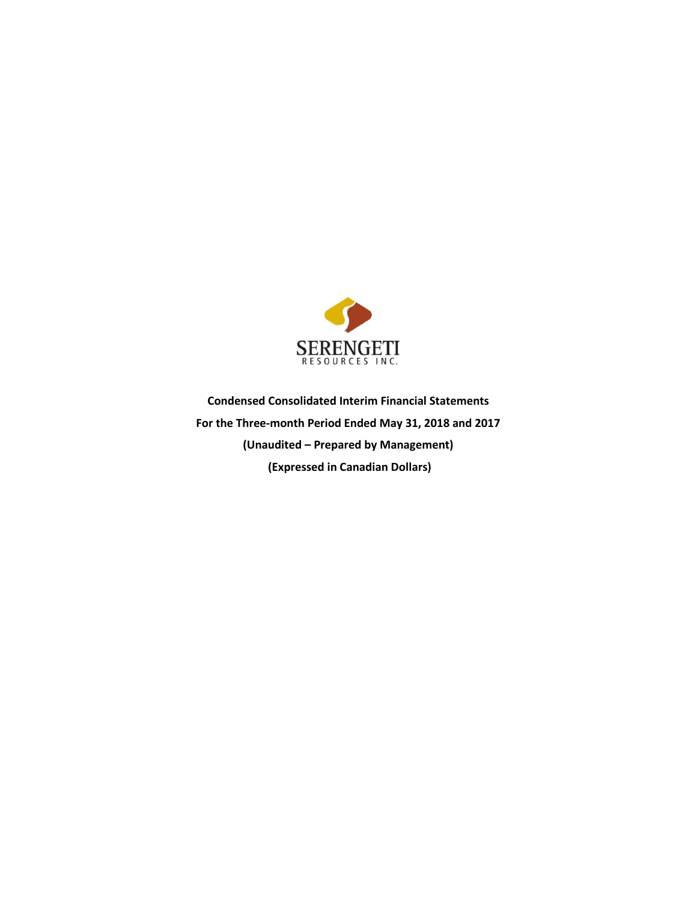SERENGETI

RESOURCES INC.

**Condensed Consolidated Interim Financial Statements**

**For the Three-month Period Ended May 31, 2018 and 2017**

**(Unaudited – Prepared by Management)**

**(Expressed in Canadian Dollars)**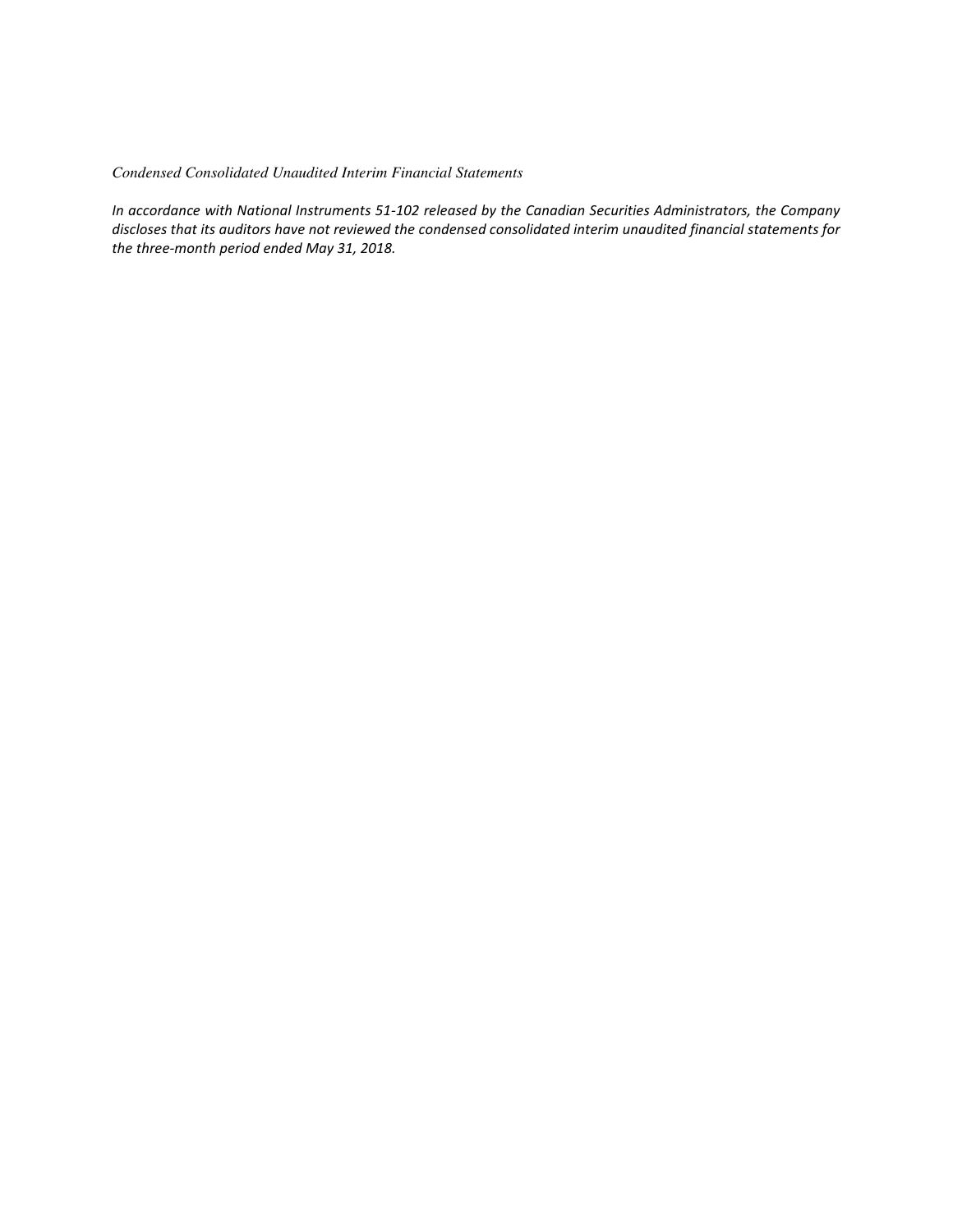*Condensed Consolidated Unaudited Interim Financial Statements*

*In accordance with National Instruments 51-102 released by the Canadian Securities Administrators, the Company discloses that its auditors have not reviewed the condensed consolidated interim unaudited financial statements for the three-month period ended May 31, 2018.*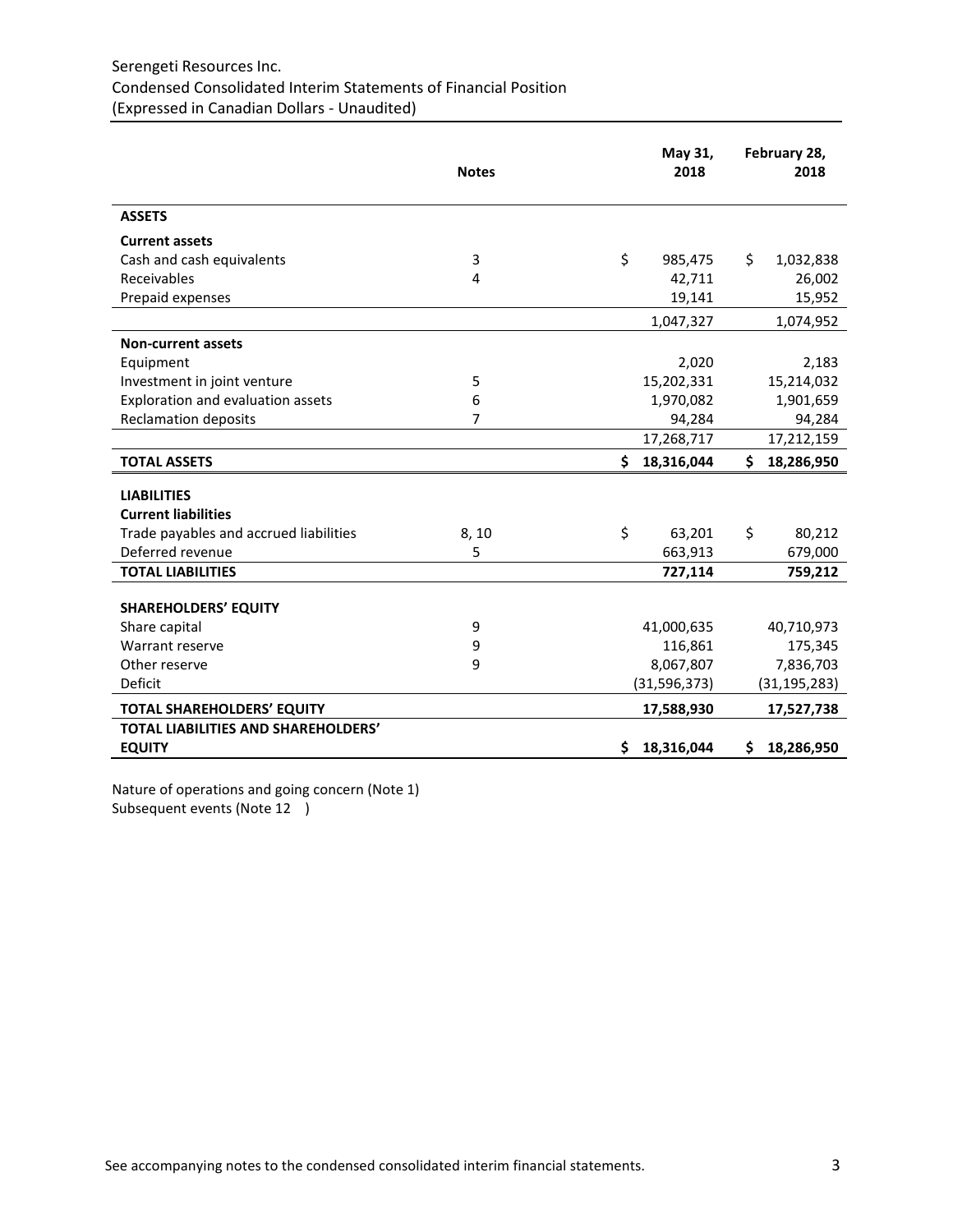Serengeti Resources Inc.
Condensed Consolidated Interim Statements of Financial Position
(Expressed in Canadian Dollars - Unaudited)

| | Notes | May 31, 2018 | February 28, 2018 |
|---|---|---|---|
| **ASSETS** | | | |
| **Current assets** | | | |
| Cash and cash equivalents | 3 | $ 985,475 | $ 1,032,838 |
| Receivables | 4 | 42,711 | 26,002 |
| Prepaid expenses | | 19,141 | 15,952 |
| | | 1,047,327 | 1,074,952 |
| **Non-current assets** | | | |
| Equipment | | 2,020 | 2,183 |
| Investment in joint venture | 5 | 15,202,331 | 15,214,032 |
| Exploration and evaluation assets | 6 | 1,970,082 | 1,901,659 |
| Reclamation deposits | 7 | 94,284 | 94,284 |
| | | 17,268,717 | 17,212,159 |
| **TOTAL ASSETS** | | **$ 18,316,044** | **$ 18,286,950** |
| **LIABILITIES** | | | |
| **Current liabilities** | | | |
| Trade payables and accrued liabilities | 8, 10 | $ 63,201 | $ 80,212 |
| Deferred revenue | 5 | 663,913 | 679,000 |
| **TOTAL LIABILITIES** | | **727,114** | **759,212** |
| **SHAREHOLDERS' EQUITY** | | | |
| Share capital | 9 | 41,000,635 | 40,710,973 |
| Warrant reserve | 9 | 116,861 | 175,345 |
| Other reserve | 9 | 8,067,807 | 7,836,703 |
| Deficit | | (31,596,373) | (31,195,283) |
| **TOTAL SHAREHOLDERS' EQUITY** | | **17,588,930** | **17,527,738** |
| **TOTAL LIABILITIES AND SHAREHOLDERS' EQUITY** | | **$ 18,316,044** | **$ 18,286,950** |

Nature of operations and going concern (Note 1)
Subsequent events (Note 12 )

See accompanying notes to the condensed consolidated interim financial statements.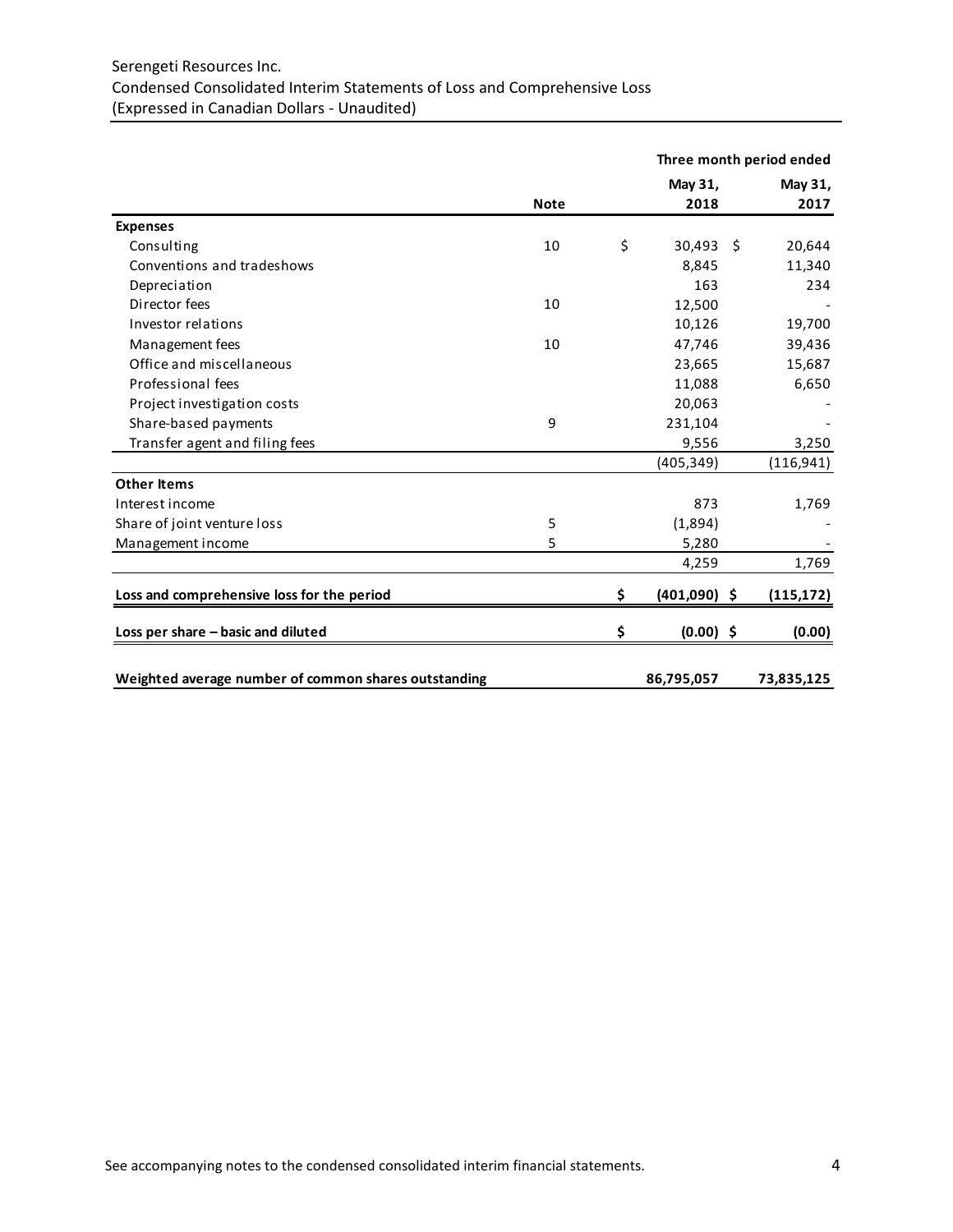Serengeti Resources Inc.
Condensed Consolidated Interim Statements of Loss and Comprehensive Loss
(Expressed in Canadian Dollars - Unaudited)

| | | Three month period ended | |
|---|---|---|---|
| | **Note** | **May 31, 2018** | **May 31, 2017** |
| **Expenses** | | | |
| Consulting | 10 | $ 30,493 | $ 20,644 |
| Conventions and tradeshows | | 8,845 | 11,340 |
| Depreciation | | 163 | 234 |
| Director fees | 10 | 12,500 | - |
| Investor relations | | 10,126 | 19,700 |
| Management fees | 10 | 47,746 | 39,436 |
| Office and miscellaneous | | 23,665 | 15,687 |
| Professional fees | | 11,088 | 6,650 |
| Project investigation costs | | 20,063 | - |
| Share-based payments | 9 | 231,104 | - |
| Transfer agent and filing fees | | 9,556 | 3,250 |
| | | (405,349) | (116,941) |
| **Other Items** | | | |
| Interest income | | 873 | 1,769 |
| Share of joint venture loss | 5 | (1,894) | - |
| Management income | 5 | 5,280 | - |
| | | 4,259 | 1,769 |
| **Loss and comprehensive loss for the period** | | **$ (401,090)** | **$ (115,172)** |
| **Loss per share – basic and diluted** | | **$ (0.00)** | **$ (0.00)** |
| **Weighted average number of common shares outstanding** | | **86,795,057** | **73,835,125** |

See accompanying notes to the condensed consolidated interim financial statements.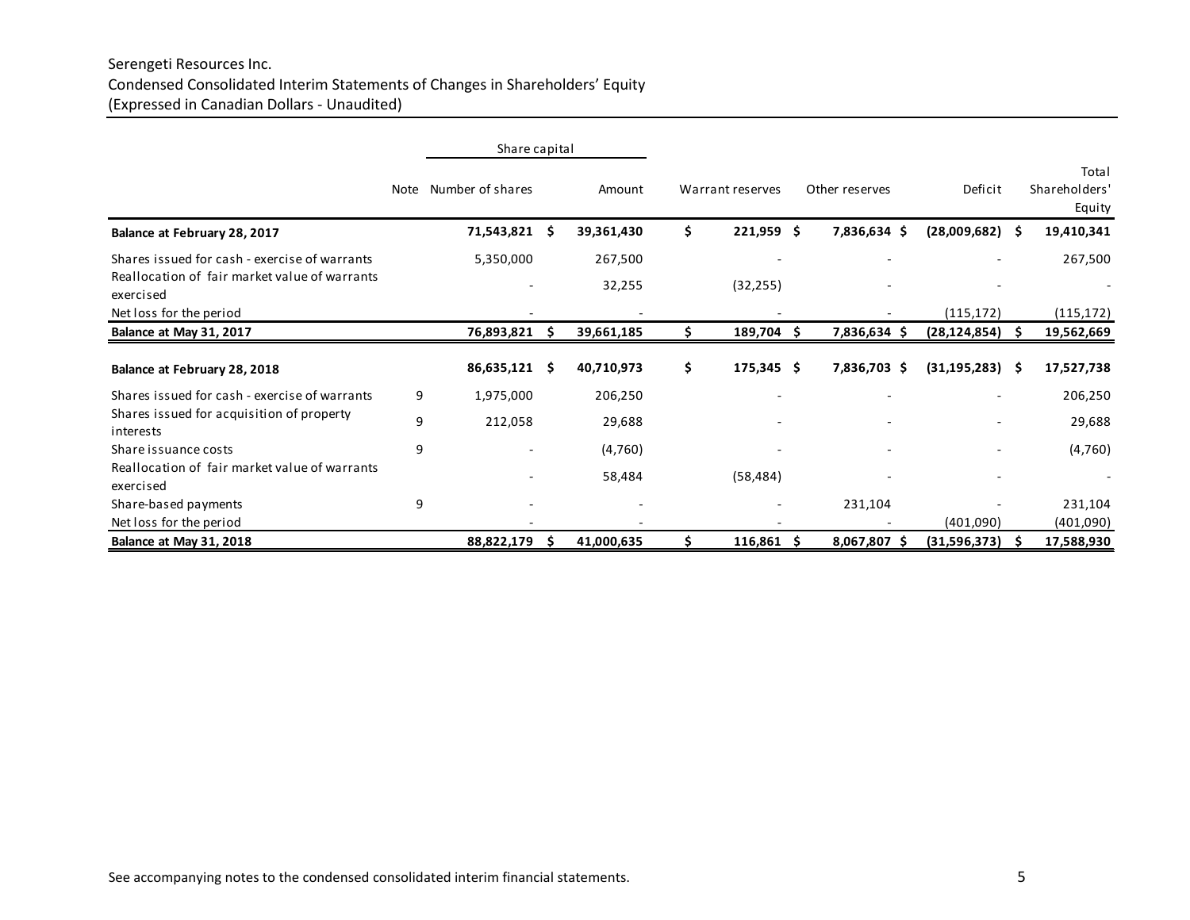Serengeti Resources Inc.
Condensed Consolidated Interim Statements of Changes in Shareholders' Equity
(Expressed in Canadian Dollars - Unaudited)

| | Note | Share capital | | Warrant reserves | Other reserves | Deficit | Total Shareholders' Equity |
|---|---|---|---|---|---|---|---|
| | | Number of shares | Amount | | | | |
| **Balance at February 28, 2017** | | **71,543,821** | **$ 39,361,430** | **$ 221,959** | **$ 7,836,634** | **$ (28,009,682)** | **$ 19,410,341** |
| Shares issued for cash - exercise of warrants | | 5,350,000 | 267,500 | - | - | - | 267,500 |
| Reallocation of fair market value of warrants exercised | | - | 32,255 | (32,255) | - | - | - |
| Net loss for the period | | - | - | - | - | (115,172) | (115,172) |
| **Balance at May 31, 2017** | | **76,893,821** | **$ 39,661,185** | **$ 189,704** | **$ 7,836,634** | **$ (28,124,854)** | **$ 19,562,669** |
| **Balance at February 28, 2018** | | **86,635,121** | **$ 40,710,973** | **$ 175,345** | **$ 7,836,703** | **$ (31,195,283)** | **$ 17,527,738** |
| Shares issued for cash - exercise of warrants | 9 | 1,975,000 | 206,250 | - | - | - | 206,250 |
| Shares issued for acquisition of property interests | 9 | 212,058 | 29,688 | - | - | - | 29,688 |
| Share issuance costs | 9 | - | (4,760) | - | - | - | (4,760) |
| Reallocation of fair market value of warrants exercised | | - | 58,484 | (58,484) | - | - | - |
| Share-based payments | 9 | - | - | - | 231,104 | - | 231,104 |
| Net loss for the period | | - | - | - | - | (401,090) | (401,090) |
| **Balance at May 31, 2018** | | **88,822,179** | **$ 41,000,635** | **$ 116,861** | **$ 8,067,807** | **$ (31,596,373)** | **$ 17,588,930** |

See accompanying notes to the condensed consolidated interim financial statements.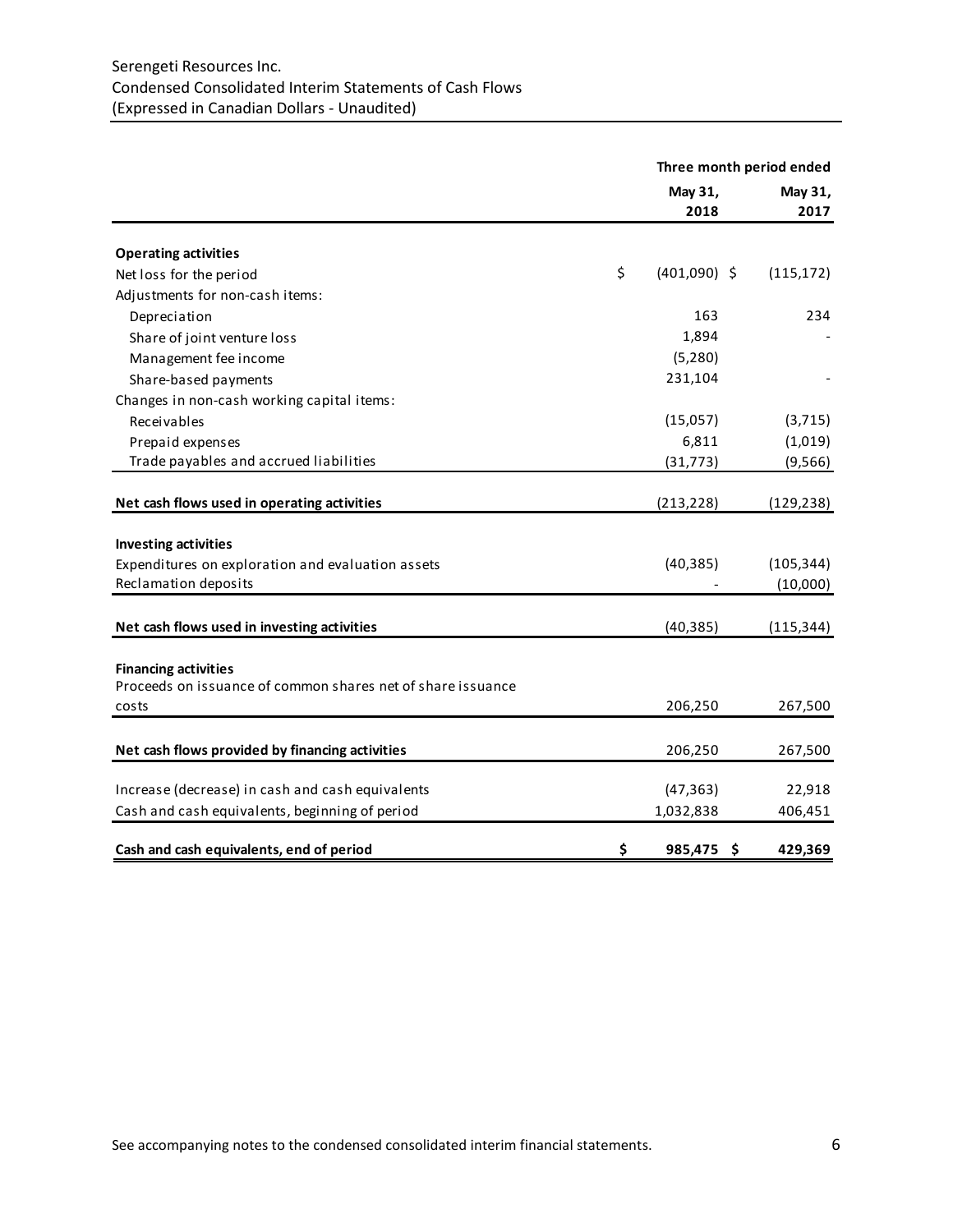Serengeti Resources Inc.
Condensed Consolidated Interim Statements of Cash Flows
(Expressed in Canadian Dollars - Unaudited)

| | Three month period ended | |
|---|---|---|
| | May 31, 2018 | May 31, 2017 |
| **Operating activities** | | |
| Net loss for the period | $ (401,090) | $ (115,172) |
| Adjustments for non-cash items: | | |
| Depreciation | 163 | 234 |
| Share of joint venture loss | 1,894 | - |
| Management fee income | (5,280) | |
| Share-based payments | 231,104 | - |
| Changes in non-cash working capital items: | | |
| Receivables | (15,057) | (3,715) |
| Prepaid expenses | 6,811 | (1,019) |
| Trade payables and accrued liabilities | (31,773) | (9,566) |
| **Net cash flows used in operating activities** | (213,228) | (129,238) |
| **Investing activities** | | |
| Expenditures on exploration and evaluation assets | (40,385) | (105,344) |
| Reclamation deposits | - | (10,000) |
| **Net cash flows used in investing activities** | (40,385) | (115,344) |
| **Financing activities** | | |
| Proceeds on issuance of common shares net of share issuance costs | 206,250 | 267,500 |
| **Net cash flows provided by financing activities** | 206,250 | 267,500 |
| Increase (decrease) in cash and cash equivalents | (47,363) | 22,918 |
| Cash and cash equivalents, beginning of period | 1,032,838 | 406,451 |
| **Cash and cash equivalents, end of period** | **$ 985,475** | **$ 429,369** |

See accompanying notes to the condensed consolidated interim financial statements.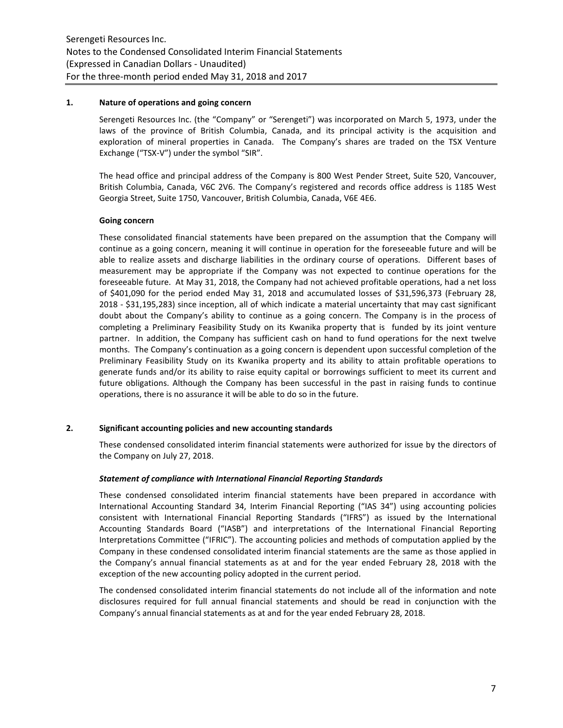## 1. Nature of operations and going concern

Serengeti Resources Inc. (the "Company" or "Serengeti") was incorporated on March 5, 1973, under the laws of the province of British Columbia, Canada, and its principal activity is the acquisition and exploration of mineral properties in Canada. The Company's shares are traded on the TSX Venture Exchange ("TSX-V") under the symbol "SIR".

The head office and principal address of the Company is 800 West Pender Street, Suite 520, Vancouver, British Columbia, Canada, V6C 2V6. The Company's registered and records office address is 1185 West Georgia Street, Suite 1750, Vancouver, British Columbia, Canada, V6E 4E6.

### Going concern

These consolidated financial statements have been prepared on the assumption that the Company will continue as a going concern, meaning it will continue in operation for the foreseeable future and will be able to realize assets and discharge liabilities in the ordinary course of operations. Different bases of measurement may be appropriate if the Company was not expected to continue operations for the foreseeable future. At May 31, 2018, the Company had not achieved profitable operations, had a net loss of $401,090 for the period ended May 31, 2018 and accumulated losses of $31,596,373 (February 28, 2018 - $31,195,283) since inception, all of which indicate a material uncertainty that may cast significant doubt about the Company's ability to continue as a going concern. The Company is in the process of completing a Preliminary Feasibility Study on its Kwanika property that is funded by its joint venture partner. In addition, the Company has sufficient cash on hand to fund operations for the next twelve months. The Company's continuation as a going concern is dependent upon successful completion of the Preliminary Feasibility Study on its Kwanika property and its ability to attain profitable operations to generate funds and/or its ability to raise equity capital or borrowings sufficient to meet its current and future obligations. Although the Company has been successful in the past in raising funds to continue operations, there is no assurance it will be able to do so in the future.

## 2. Significant accounting policies and new accounting standards

These condensed consolidated interim financial statements were authorized for issue by the directors of the Company on July 27, 2018.

### *Statement of compliance with International Financial Reporting Standards*

These condensed consolidated interim financial statements have been prepared in accordance with International Accounting Standard 34, Interim Financial Reporting ("IAS 34") using accounting policies consistent with International Financial Reporting Standards ("IFRS") as issued by the International Accounting Standards Board ("IASB") and interpretations of the International Financial Reporting Interpretations Committee ("IFRIC"). The accounting policies and methods of computation applied by the Company in these condensed consolidated interim financial statements are the same as those applied in the Company's annual financial statements as at and for the year ended February 28, 2018 with the exception of the new accounting policy adopted in the current period.

The condensed consolidated interim financial statements do not include all of the information and note disclosures required for full annual financial statements and should be read in conjunction with the Company's annual financial statements as at and for the year ended February 28, 2018.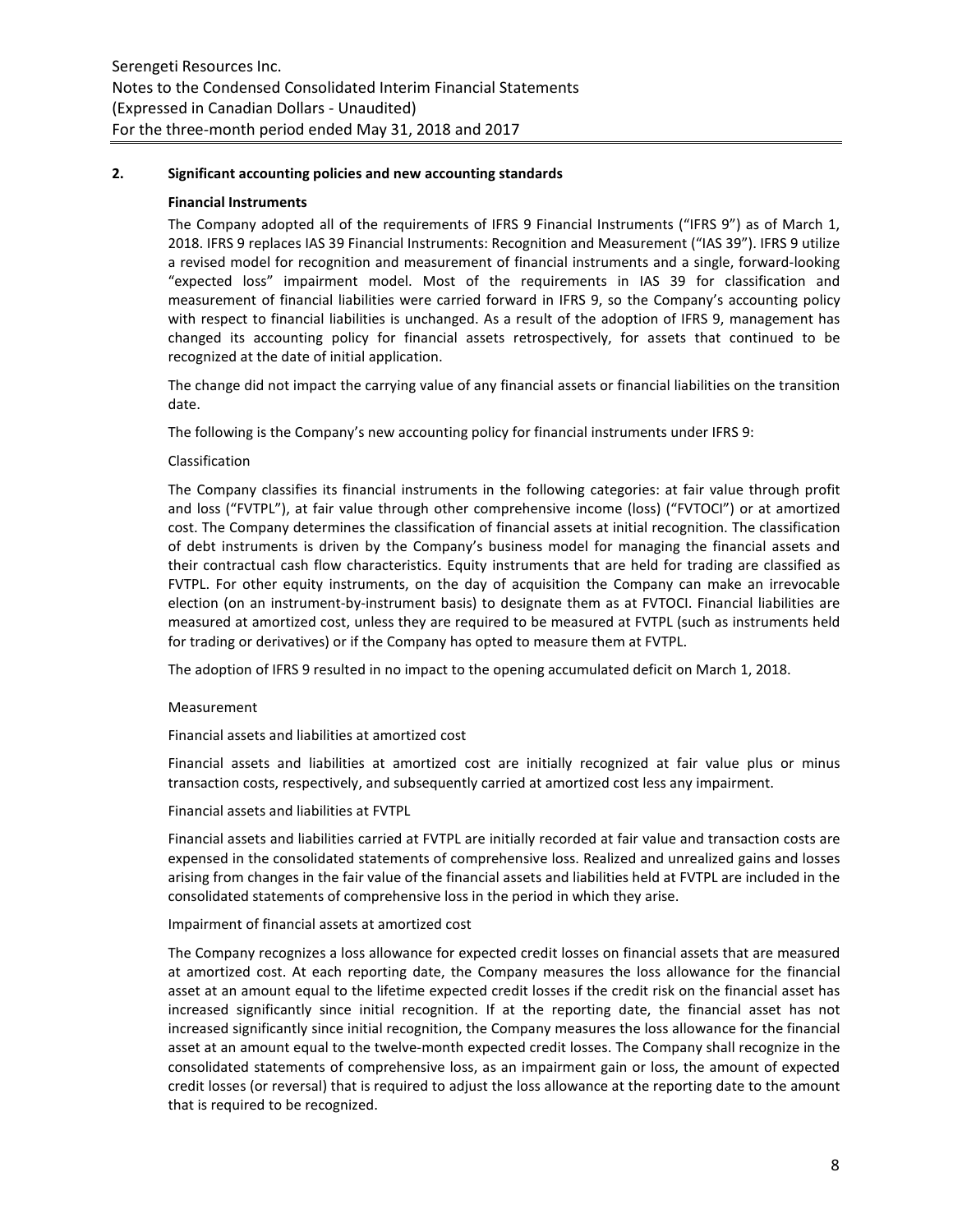## 2. Significant accounting policies and new accounting standards

### Financial Instruments

The Company adopted all of the requirements of IFRS 9 Financial Instruments ("IFRS 9") as of March 1, 2018. IFRS 9 replaces IAS 39 Financial Instruments: Recognition and Measurement ("IAS 39"). IFRS 9 utilize a revised model for recognition and measurement of financial instruments and a single, forward-looking "expected loss" impairment model. Most of the requirements in IAS 39 for classification and measurement of financial liabilities were carried forward in IFRS 9, so the Company's accounting policy with respect to financial liabilities is unchanged. As a result of the adoption of IFRS 9, management has changed its accounting policy for financial assets retrospectively, for assets that continued to be recognized at the date of initial application.

The change did not impact the carrying value of any financial assets or financial liabilities on the transition date.

The following is the Company's new accounting policy for financial instruments under IFRS 9:

Classification

The Company classifies its financial instruments in the following categories: at fair value through profit and loss ("FVTPL"), at fair value through other comprehensive income (loss) ("FVTOCI") or at amortized cost. The Company determines the classification of financial assets at initial recognition. The classification of debt instruments is driven by the Company's business model for managing the financial assets and their contractual cash flow characteristics. Equity instruments that are held for trading are classified as FVTPL. For other equity instruments, on the day of acquisition the Company can make an irrevocable election (on an instrument-by-instrument basis) to designate them as at FVTOCI. Financial liabilities are measured at amortized cost, unless they are required to be measured at FVTPL (such as instruments held for trading or derivatives) or if the Company has opted to measure them at FVTPL.

The adoption of IFRS 9 resulted in no impact to the opening accumulated deficit on March 1, 2018.

Measurement

Financial assets and liabilities at amortized cost

Financial assets and liabilities at amortized cost are initially recognized at fair value plus or minus transaction costs, respectively, and subsequently carried at amortized cost less any impairment.

Financial assets and liabilities at FVTPL

Financial assets and liabilities carried at FVTPL are initially recorded at fair value and transaction costs are expensed in the consolidated statements of comprehensive loss. Realized and unrealized gains and losses arising from changes in the fair value of the financial assets and liabilities held at FVTPL are included in the consolidated statements of comprehensive loss in the period in which they arise.

Impairment of financial assets at amortized cost

The Company recognizes a loss allowance for expected credit losses on financial assets that are measured at amortized cost. At each reporting date, the Company measures the loss allowance for the financial asset at an amount equal to the lifetime expected credit losses if the credit risk on the financial asset has increased significantly since initial recognition. If at the reporting date, the financial asset has not increased significantly since initial recognition, the Company measures the loss allowance for the financial asset at an amount equal to the twelve-month expected credit losses. The Company shall recognize in the consolidated statements of comprehensive loss, as an impairment gain or loss, the amount of expected credit losses (or reversal) that is required to adjust the loss allowance at the reporting date to the amount that is required to be recognized.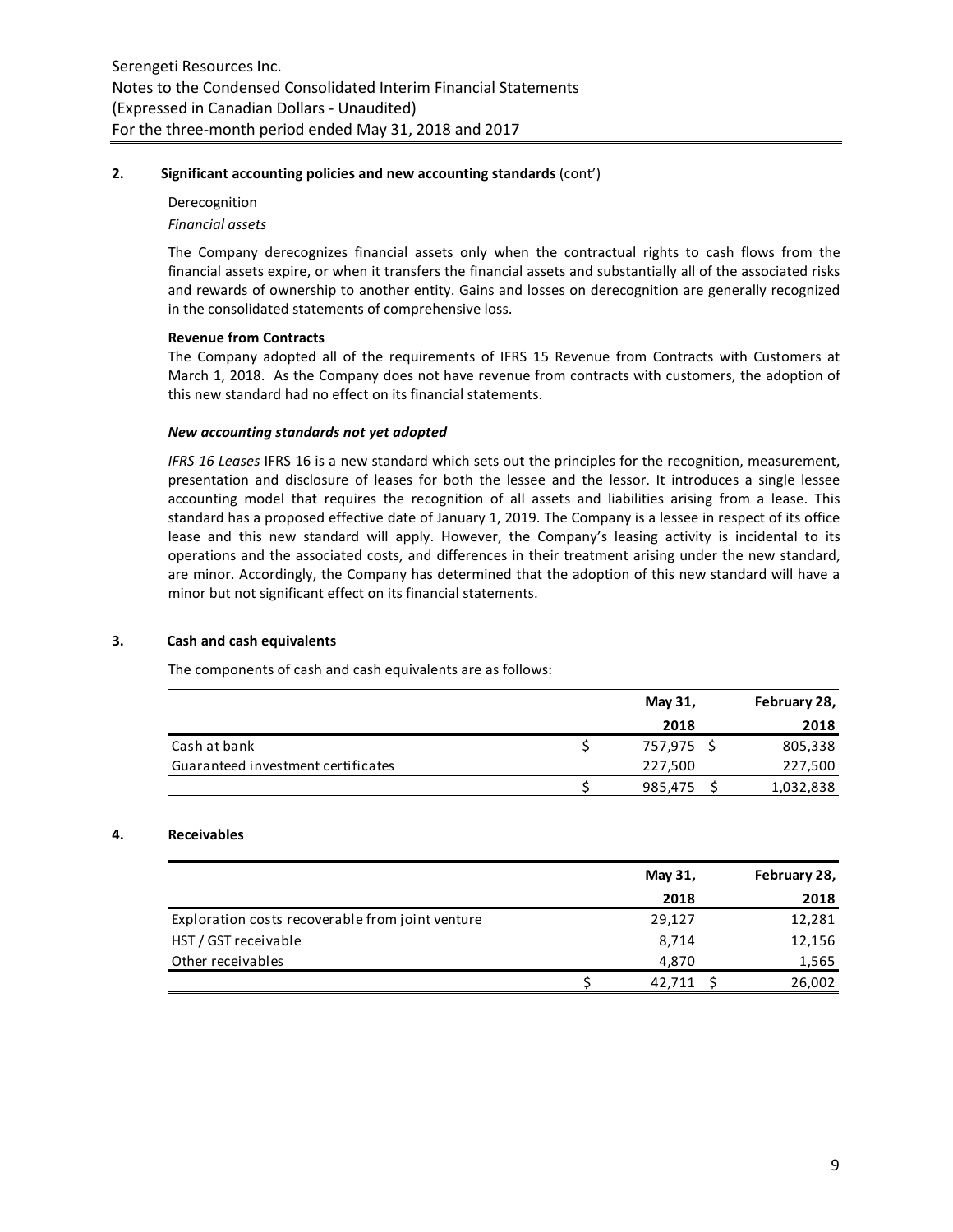## 2. Significant accounting policies and new accounting standards (cont')

Derecognition

*Financial assets*

The Company derecognizes financial assets only when the contractual rights to cash flows from the financial assets expire, or when it transfers the financial assets and substantially all of the associated risks and rewards of ownership to another entity. Gains and losses on derecognition are generally recognized in the consolidated statements of comprehensive loss.

**Revenue from Contracts**

The Company adopted all of the requirements of IFRS 15 Revenue from Contracts with Customers at March 1, 2018. As the Company does not have revenue from contracts with customers, the adoption of this new standard had no effect on its financial statements.

***New accounting standards not yet adopted***

*IFRS 16 Leases* IFRS 16 is a new standard which sets out the principles for the recognition, measurement, presentation and disclosure of leases for both the lessee and the lessor. It introduces a single lessee accounting model that requires the recognition of all assets and liabilities arising from a lease. This standard has a proposed effective date of January 1, 2019. The Company is a lessee in respect of its office lease and this new standard will apply. However, the Company's leasing activity is incidental to its operations and the associated costs, and differences in their treatment arising under the new standard, are minor. Accordingly, the Company has determined that the adoption of this new standard will have a minor but not significant effect on its financial statements.

## 3. Cash and cash equivalents

The components of cash and cash equivalents are as follows:

| | May 31, 2018 | February 28, 2018 |
|---|---|---|
| Cash at bank | $ 757,975 | $ 805,338 |
| Guaranteed investment certificates | 227,500 | 227,500 |
| | $ 985,475 | $ 1,032,838 |

## 4. Receivables

| | May 31, 2018 | February 28, 2018 |
|---|---|---|
| Exploration costs recoverable from joint venture | 29,127 | 12,281 |
| HST / GST receivable | 8,714 | 12,156 |
| Other receivables | 4,870 | 1,565 |
| | $ 42,711 | $ 26,002 |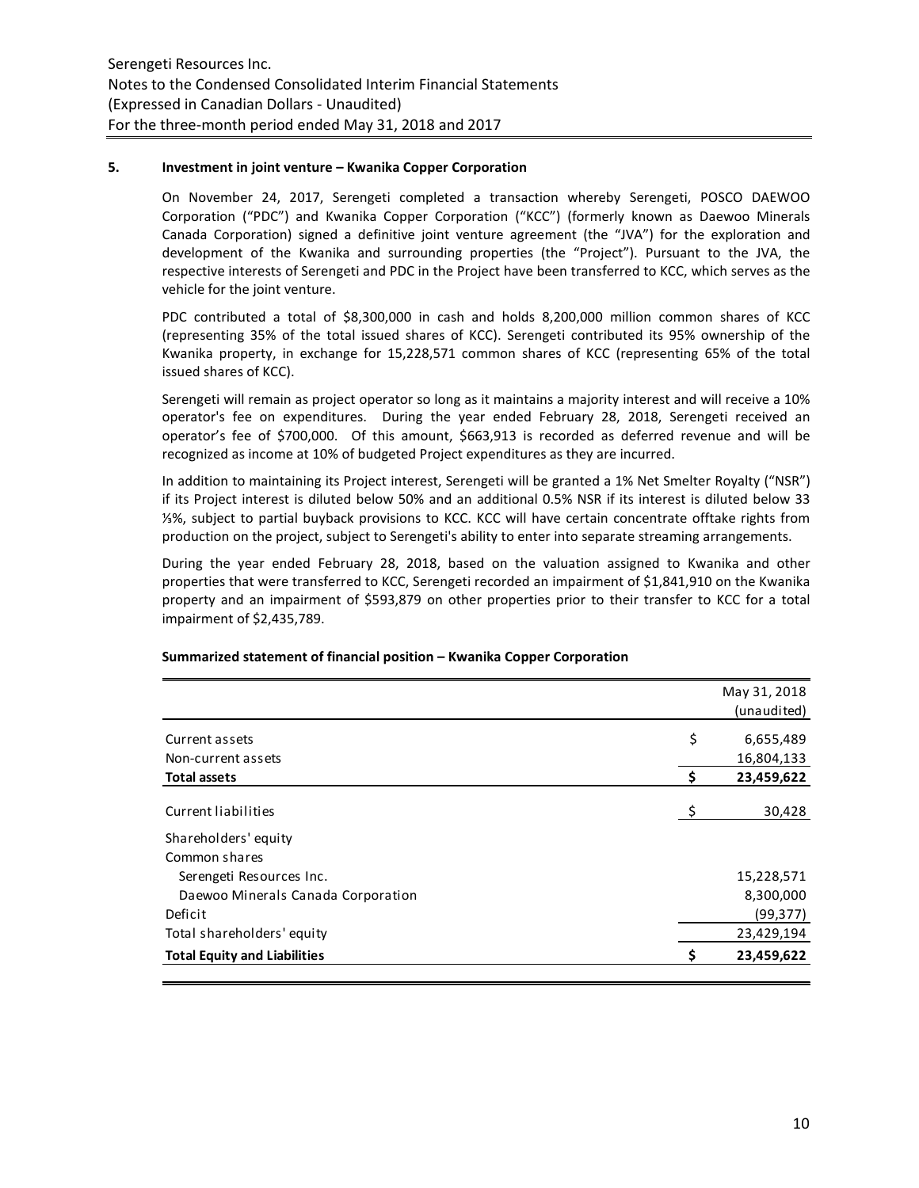### 5. Investment in joint venture – Kwanika Copper Corporation

On November 24, 2017, Serengeti completed a transaction whereby Serengeti, POSCO DAEWOO Corporation ("PDC") and Kwanika Copper Corporation ("KCC") (formerly known as Daewoo Minerals Canada Corporation) signed a definitive joint venture agreement (the "JVA") for the exploration and development of the Kwanika and surrounding properties (the "Project"). Pursuant to the JVA, the respective interests of Serengeti and PDC in the Project have been transferred to KCC, which serves as the vehicle for the joint venture.

PDC contributed a total of $8,300,000 in cash and holds 8,200,000 million common shares of KCC (representing 35% of the total issued shares of KCC). Serengeti contributed its 95% ownership of the Kwanika property, in exchange for 15,228,571 common shares of KCC (representing 65% of the total issued shares of KCC).

Serengeti will remain as project operator so long as it maintains a majority interest and will receive a 10% operator's fee on expenditures. During the year ended February 28, 2018, Serengeti received an operator's fee of $700,000. Of this amount, $663,913 is recorded as deferred revenue and will be recognized as income at 10% of budgeted Project expenditures as they are incurred.

In addition to maintaining its Project interest, Serengeti will be granted a 1% Net Smelter Royalty ("NSR") if its Project interest is diluted below 50% and an additional 0.5% NSR if its interest is diluted below 33 ⅓%, subject to partial buyback provisions to KCC. KCC will have certain concentrate offtake rights from production on the project, subject to Serengeti's ability to enter into separate streaming arrangements.

During the year ended February 28, 2018, based on the valuation assigned to Kwanika and other properties that were transferred to KCC, Serengeti recorded an impairment of $1,841,910 on the Kwanika property and an impairment of $593,879 on other properties prior to their transfer to KCC for a total impairment of $2,435,789.

**Summarized statement of financial position – Kwanika Copper Corporation**

| | | May 31, 2018 (unaudited) |
|---|---|---|
| Current assets | $ | 6,655,489 |
| Non-current assets | | 16,804,133 |
| **Total assets** | **$** | **23,459,622** |
| Current liabilities | $ | 30,428 |
| Shareholders' equity | | |
| Common shares | | |
| Serengeti Resources Inc. | | 15,228,571 |
| Daewoo Minerals Canada Corporation | | 8,300,000 |
| Deficit | | (99,377) |
| Total shareholders' equity | | 23,429,194 |
| **Total Equity and Liabilities** | **$** | **23,459,622** |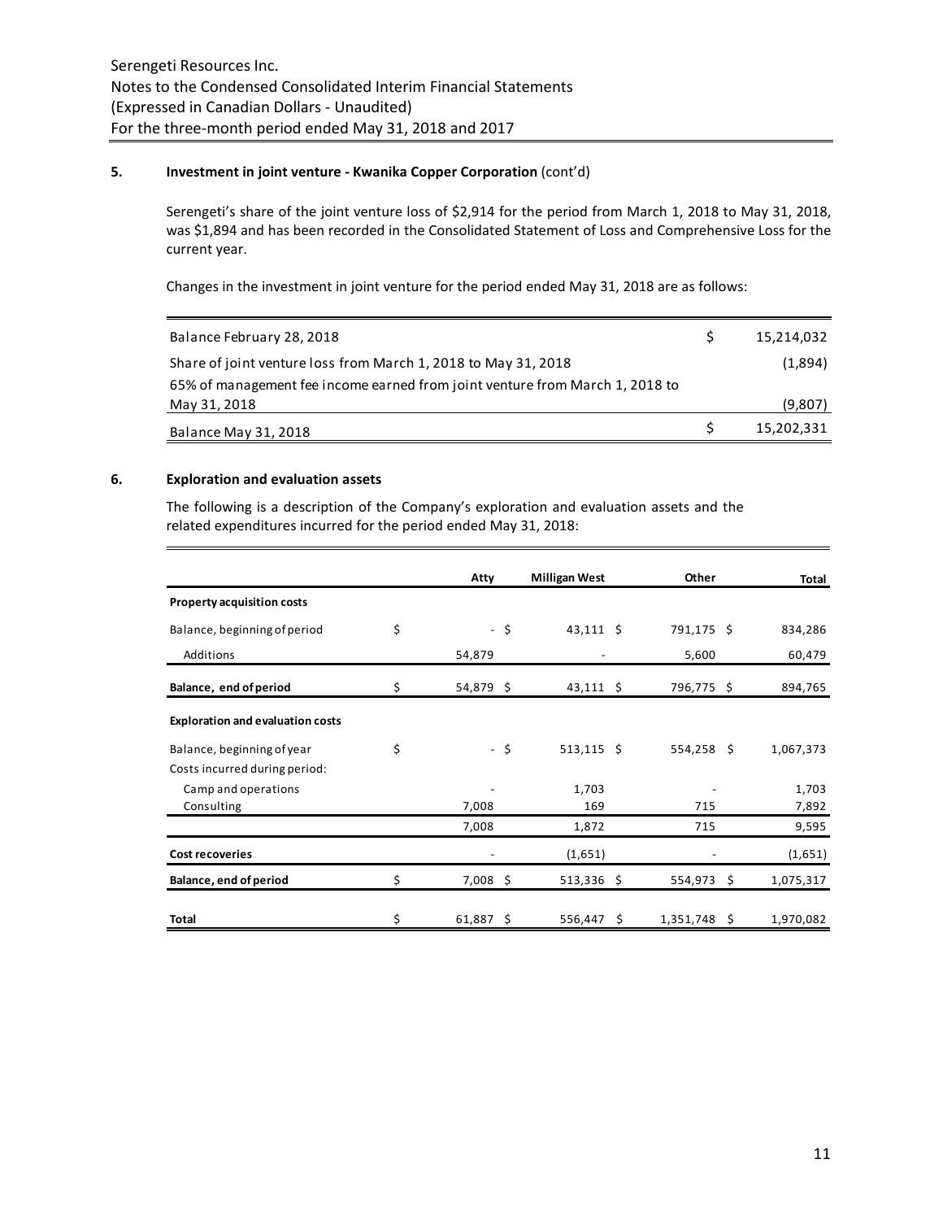## 5. Investment in joint venture - Kwanika Copper Corporation (cont'd)

Serengeti's share of the joint venture loss of $2,914 for the period from March 1, 2018 to May 31, 2018, was $1,894 and has been recorded in the Consolidated Statement of Loss and Comprehensive Loss for the current year.

Changes in the investment in joint venture for the period ended May 31, 2018 are as follows:

| | | |
|---|---|---|
| Balance February 28, 2018 | $ | 15,214,032 |
| Share of joint venture loss from March 1, 2018 to May 31, 2018 | | (1,894) |
| 65% of management fee income earned from joint venture from March 1, 2018 to May 31, 2018 | | (9,807) |
| Balance May 31, 2018 | $ | 15,202,331 |

## 6. Exploration and evaluation assets

The following is a description of the Company's exploration and evaluation assets and the related expenditures incurred for the period ended May 31, 2018:

| | Atty | Milligan West | Other | Total |
|---|---|---|---|---|
| **Property acquisition costs** | | | | |
| Balance, beginning of period | $ - | $ 43,111 | $ 791,175 | $ 834,286 |
| Additions | 54,879 | - | 5,600 | 60,479 |
| **Balance, end of period** | $ 54,879 | $ 43,111 | $ 796,775 | $ 894,765 |
| **Exploration and evaluation costs** | | | | |
| Balance, beginning of year | $ - | $ 513,115 | $ 554,258 | $ 1,067,373 |
| Costs incurred during period: | | | | |
| Camp and operations | - | 1,703 | - | 1,703 |
| Consulting | 7,008 | 169 | 715 | 7,892 |
| | 7,008 | 1,872 | 715 | 9,595 |
| **Cost recoveries** | - | (1,651) | - | (1,651) |
| **Balance, end of period** | $ 7,008 | $ 513,336 | $ 554,973 | $ 1,075,317 |
| **Total** | $ 61,887 | $ 556,447 | $ 1,351,748 | $ 1,970,082 |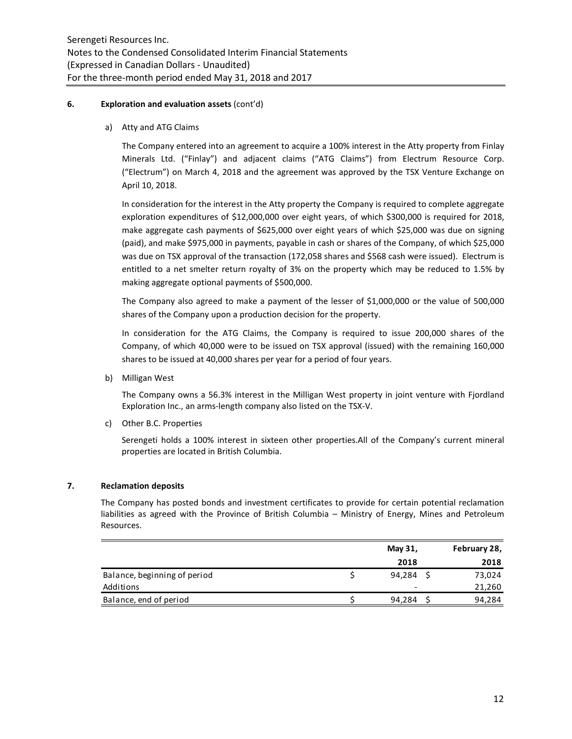## 6. Exploration and evaluation assets (cont'd)

a) Atty and ATG Claims

The Company entered into an agreement to acquire a 100% interest in the Atty property from Finlay Minerals Ltd. ("Finlay") and adjacent claims ("ATG Claims") from Electrum Resource Corp. ("Electrum") on March 4, 2018 and the agreement was approved by the TSX Venture Exchange on April 10, 2018.

In consideration for the interest in the Atty property the Company is required to complete aggregate exploration expenditures of $12,000,000 over eight years, of which $300,000 is required for 2018, make aggregate cash payments of $625,000 over eight years of which $25,000 was due on signing (paid), and make $975,000 in payments, payable in cash or shares of the Company, of which $25,000 was due on TSX approval of the transaction (172,058 shares and $568 cash were issued). Electrum is entitled to a net smelter return royalty of 3% on the property which may be reduced to 1.5% by making aggregate optional payments of $500,000.

The Company also agreed to make a payment of the lesser of $1,000,000 or the value of 500,000 shares of the Company upon a production decision for the property.

In consideration for the ATG Claims, the Company is required to issue 200,000 shares of the Company, of which 40,000 were to be issued on TSX approval (issued) with the remaining 160,000 shares to be issued at 40,000 shares per year for a period of four years.

b) Milligan West

The Company owns a 56.3% interest in the Milligan West property in joint venture with Fjordland Exploration Inc., an arms-length company also listed on the TSX-V.

c) Other B.C. Properties

Serengeti holds a 100% interest in sixteen other properties.All of the Company's current mineral properties are located in British Columbia.

## 7. Reclamation deposits

The Company has posted bonds and investment certificates to provide for certain potential reclamation liabilities as agreed with the Province of British Columbia – Ministry of Energy, Mines and Petroleum Resources.

| | May 31, 2018 | February 28, 2018 |
|---|---|---|
| Balance, beginning of period | $ 94,284 | $ 73,024 |
| Additions | - | 21,260 |
| Balance, end of period | $ 94,284 | $ 94,284 |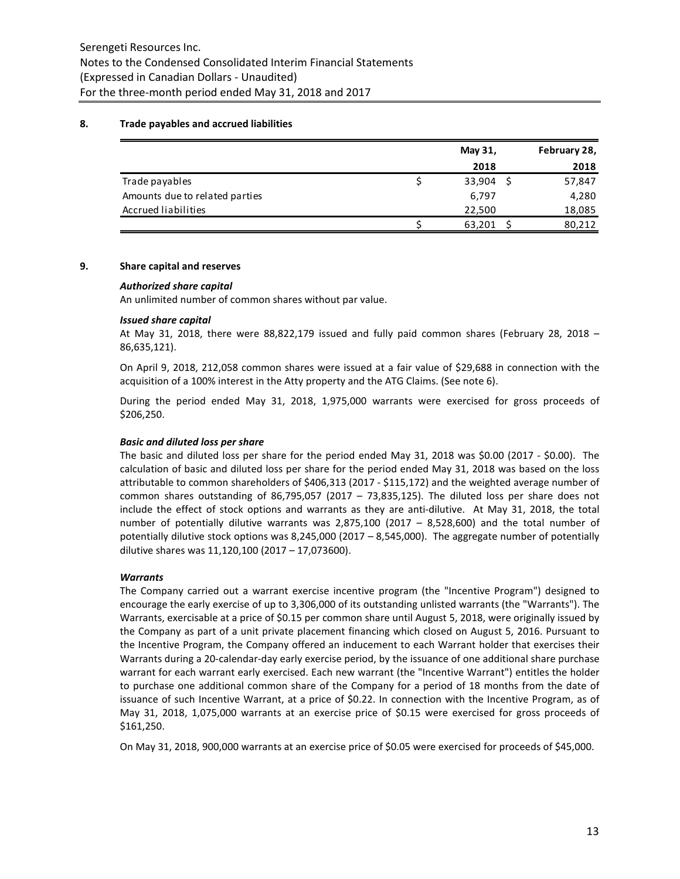## 8. Trade payables and accrued liabilities

| | May 31, 2018 | February 28, 2018 |
|---|---|---|
| Trade payables | $ 33,904 | $ 57,847 |
| Amounts due to related parties | 6,797 | 4,280 |
| Accrued liabilities | 22,500 | 18,085 |
| | $ 63,201 | $ 80,212 |

## 9. Share capital and reserves

***Authorized share capital***

An unlimited number of common shares without par value.

***Issued share capital***

At May 31, 2018, there were 88,822,179 issued and fully paid common shares (February 28, 2018 – 86,635,121).

On April 9, 2018, 212,058 common shares were issued at a fair value of $29,688 in connection with the acquisition of a 100% interest in the Atty property and the ATG Claims. (See note 6).

During the period ended May 31, 2018, 1,975,000 warrants were exercised for gross proceeds of $206,250.

***Basic and diluted loss per share***

The basic and diluted loss per share for the period ended May 31, 2018 was $0.00 (2017 - $0.00). The calculation of basic and diluted loss per share for the period ended May 31, 2018 was based on the loss attributable to common shareholders of $406,313 (2017 - $115,172) and the weighted average number of common shares outstanding of 86,795,057 (2017 – 73,835,125). The diluted loss per share does not include the effect of stock options and warrants as they are anti-dilutive. At May 31, 2018, the total number of potentially dilutive warrants was 2,875,100 (2017 – 8,528,600) and the total number of potentially dilutive stock options was 8,245,000 (2017 – 8,545,000). The aggregate number of potentially dilutive shares was 11,120,100 (2017 – 17,073600).

***Warrants***

The Company carried out a warrant exercise incentive program (the "Incentive Program") designed to encourage the early exercise of up to 3,306,000 of its outstanding unlisted warrants (the "Warrants"). The Warrants, exercisable at a price of $0.15 per common share until August 5, 2018, were originally issued by the Company as part of a unit private placement financing which closed on August 5, 2016. Pursuant to the Incentive Program, the Company offered an inducement to each Warrant holder that exercises their Warrants during a 20-calendar-day early exercise period, by the issuance of one additional share purchase warrant for each warrant early exercised. Each new warrant (the "Incentive Warrant") entitles the holder to purchase one additional common share of the Company for a period of 18 months from the date of issuance of such Incentive Warrant, at a price of $0.22. In connection with the Incentive Program, as of May 31, 2018, 1,075,000 warrants at an exercise price of $0.15 were exercised for gross proceeds of $161,250.

On May 31, 2018, 900,000 warrants at an exercise price of $0.05 were exercised for proceeds of $45,000.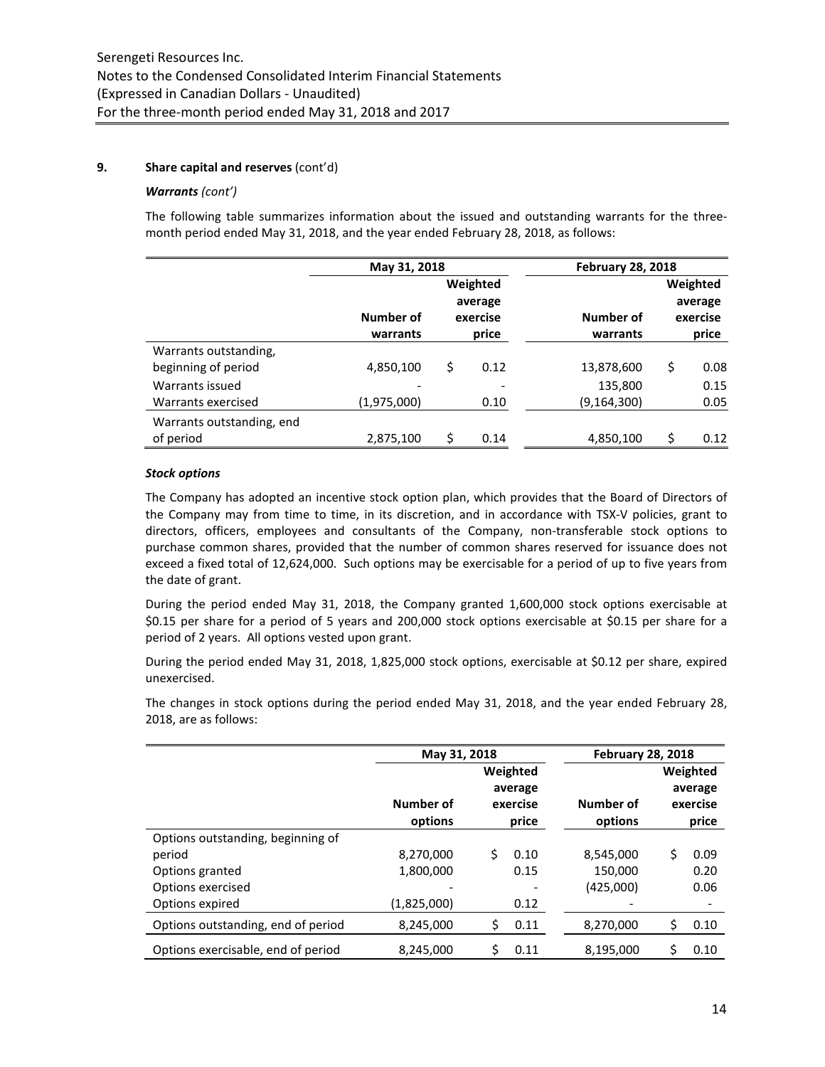## 9. Share capital and reserves (cont'd)

### *Warrants (cont')*

The following table summarizes information about the issued and outstanding warrants for the three-month period ended May 31, 2018, and the year ended February 28, 2018, as follows:

| | May 31, 2018 | | February 28, 2018 | |
|---|---|---|---|---|
| | Number of warrants | Weighted average exercise price | Number of warrants | Weighted average exercise price |
| Warrants outstanding, beginning of period | 4,850,100 | $ 0.12 | 13,878,600 | $ 0.08 |
| Warrants issued | - | - | 135,800 | 0.15 |
| Warrants exercised | (1,975,000) | 0.10 | (9,164,300) | 0.05 |
| Warrants outstanding, end of period | 2,875,100 | $ 0.14 | 4,850,100 | $ 0.12 |

### *Stock options*

The Company has adopted an incentive stock option plan, which provides that the Board of Directors of the Company may from time to time, in its discretion, and in accordance with TSX-V policies, grant to directors, officers, employees and consultants of the Company, non-transferable stock options to purchase common shares, provided that the number of common shares reserved for issuance does not exceed a fixed total of 12,624,000. Such options may be exercisable for a period of up to five years from the date of grant.

During the period ended May 31, 2018, the Company granted 1,600,000 stock options exercisable at $0.15 per share for a period of 5 years and 200,000 stock options exercisable at $0.15 per share for a period of 2 years. All options vested upon grant.

During the period ended May 31, 2018, 1,825,000 stock options, exercisable at $0.12 per share, expired unexercised.

The changes in stock options during the period ended May 31, 2018, and the year ended February 28, 2018, are as follows:

| | May 31, 2018 | | February 28, 2018 | |
|---|---|---|---|---|
| | Number of options | Weighted average exercise price | Number of options | Weighted average exercise price |
| Options outstanding, beginning of period | 8,270,000 | $ 0.10 | 8,545,000 | $ 0.09 |
| Options granted | 1,800,000 | 0.15 | 150,000 | 0.20 |
| Options exercised | - | - | (425,000) | 0.06 |
| Options expired | (1,825,000) | 0.12 | - | - |
| Options outstanding, end of period | 8,245,000 | $ 0.11 | 8,270,000 | $ 0.10 |
| Options exercisable, end of period | 8,245,000 | $ 0.11 | 8,195,000 | $ 0.10 |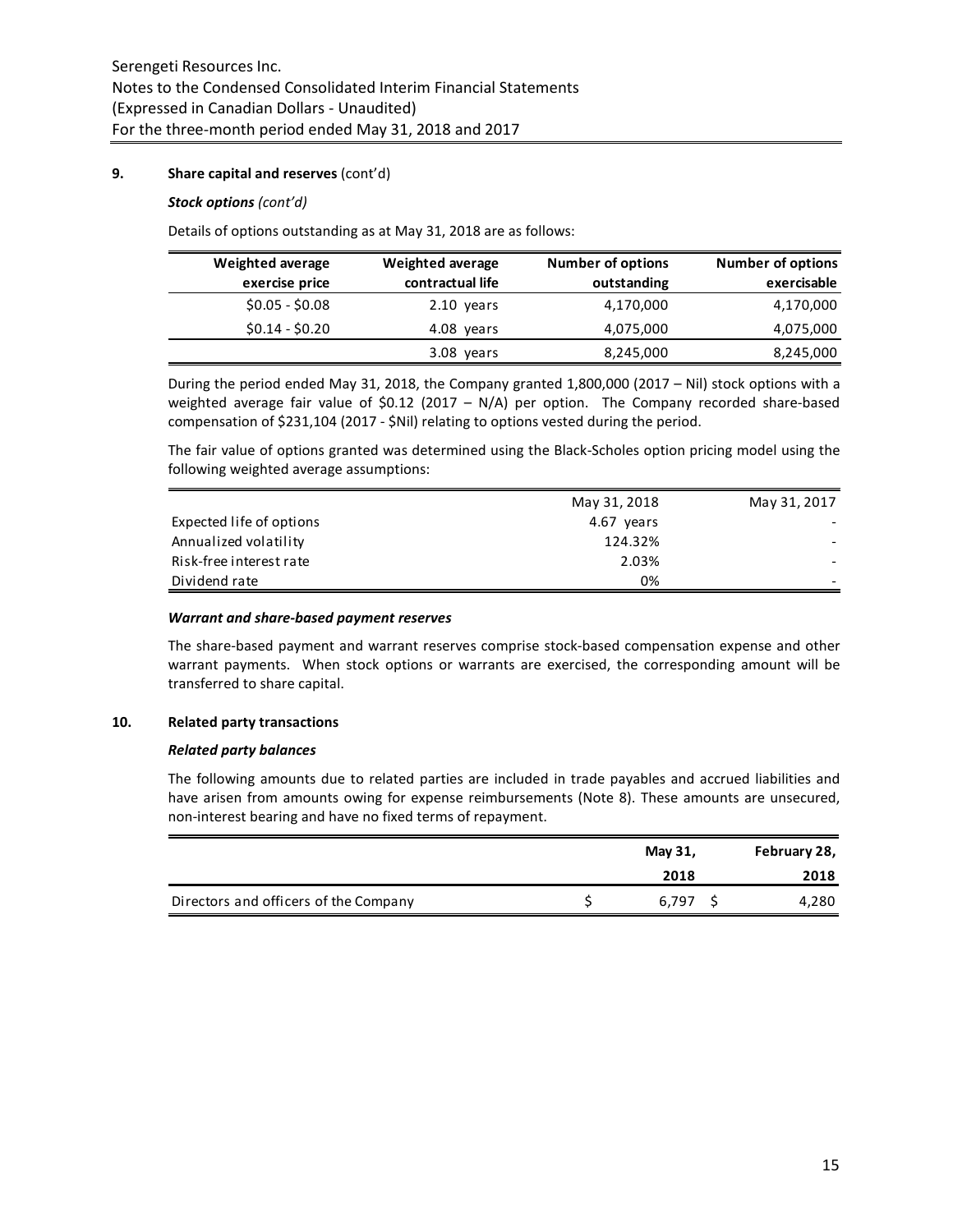## 9. Share capital and reserves (cont'd)

### *Stock options (cont'd)*

Details of options outstanding as at May 31, 2018 are as follows:

| Weighted average exercise price | Weighted average contractual life | Number of options outstanding | Number of options exercisable |
|---|---|---|---|
| \$0.05 - \$0.08 | 2.10 years | 4,170,000 | 4,170,000 |
| \$0.14 - \$0.20 | 4.08 years | 4,075,000 | 4,075,000 |
| | 3.08 years | 8,245,000 | 8,245,000 |

During the period ended May 31, 2018, the Company granted 1,800,000 (2017 – Nil) stock options with a weighted average fair value of \$0.12 (2017 – N/A) per option. The Company recorded share-based compensation of \$231,104 (2017 - \$Nil) relating to options vested during the period.

The fair value of options granted was determined using the Black-Scholes option pricing model using the following weighted average assumptions:

| | May 31, 2018 | May 31, 2017 |
|---|---|---|
| Expected life of options | 4.67 years | - |
| Annualized volatility | 124.32% | - |
| Risk-free interest rate | 2.03% | - |
| Dividend rate | 0% | - |

### *Warrant and share-based payment reserves*

The share-based payment and warrant reserves comprise stock-based compensation expense and other warrant payments. When stock options or warrants are exercised, the corresponding amount will be transferred to share capital.

## 10. Related party transactions

### *Related party balances*

The following amounts due to related parties are included in trade payables and accrued liabilities and have arisen from amounts owing for expense reimbursements (Note 8). These amounts are unsecured, non-interest bearing and have no fixed terms of repayment.

| | May 31, 2018 | February 28, 2018 |
|---|---|---|
| Directors and officers of the Company | \$ 6,797 | \$ 4,280 |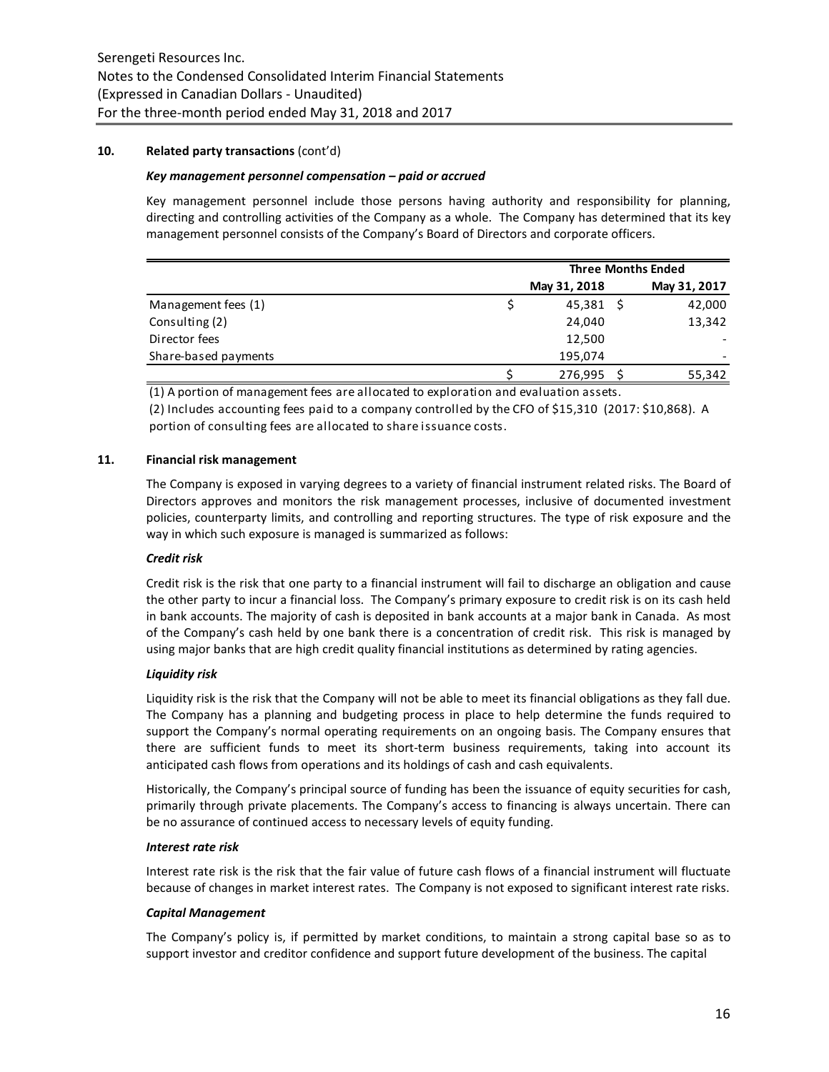## 10. Related party transactions (cont'd)

### *Key management personnel compensation – paid or accrued*

Key management personnel include those persons having authority and responsibility for planning, directing and controlling activities of the Company as a whole. The Company has determined that its key management personnel consists of the Company's Board of Directors and corporate officers.

| | Three Months Ended | |
|---|---|---|
| | May 31, 2018 | May 31, 2017 |
| Management fees (1) | $ 45,381 | $ 42,000 |
| Consulting (2) | 24,040 | 13,342 |
| Director fees | 12,500 | - |
| Share-based payments | 195,074 | - |
| | $ 276,995 | $ 55,342 |

(1) A portion of management fees are allocated to exploration and evaluation assets.

(2) Includes accounting fees paid to a company controlled by the CFO of $15,310 (2017: $10,868). A portion of consulting fees are allocated to share issuance costs.

## 11. Financial risk management

The Company is exposed in varying degrees to a variety of financial instrument related risks. The Board of Directors approves and monitors the risk management processes, inclusive of documented investment policies, counterparty limits, and controlling and reporting structures. The type of risk exposure and the way in which such exposure is managed is summarized as follows:

### *Credit risk*

Credit risk is the risk that one party to a financial instrument will fail to discharge an obligation and cause the other party to incur a financial loss. The Company's primary exposure to credit risk is on its cash held in bank accounts. The majority of cash is deposited in bank accounts at a major bank in Canada. As most of the Company's cash held by one bank there is a concentration of credit risk. This risk is managed by using major banks that are high credit quality financial institutions as determined by rating agencies.

### *Liquidity risk*

Liquidity risk is the risk that the Company will not be able to meet its financial obligations as they fall due. The Company has a planning and budgeting process in place to help determine the funds required to support the Company's normal operating requirements on an ongoing basis. The Company ensures that there are sufficient funds to meet its short-term business requirements, taking into account its anticipated cash flows from operations and its holdings of cash and cash equivalents.

Historically, the Company's principal source of funding has been the issuance of equity securities for cash, primarily through private placements. The Company's access to financing is always uncertain. There can be no assurance of continued access to necessary levels of equity funding.

### *Interest rate risk*

Interest rate risk is the risk that the fair value of future cash flows of a financial instrument will fluctuate because of changes in market interest rates. The Company is not exposed to significant interest rate risks.

### *Capital Management*

The Company's policy is, if permitted by market conditions, to maintain a strong capital base so as to support investor and creditor confidence and support future development of the business. The capital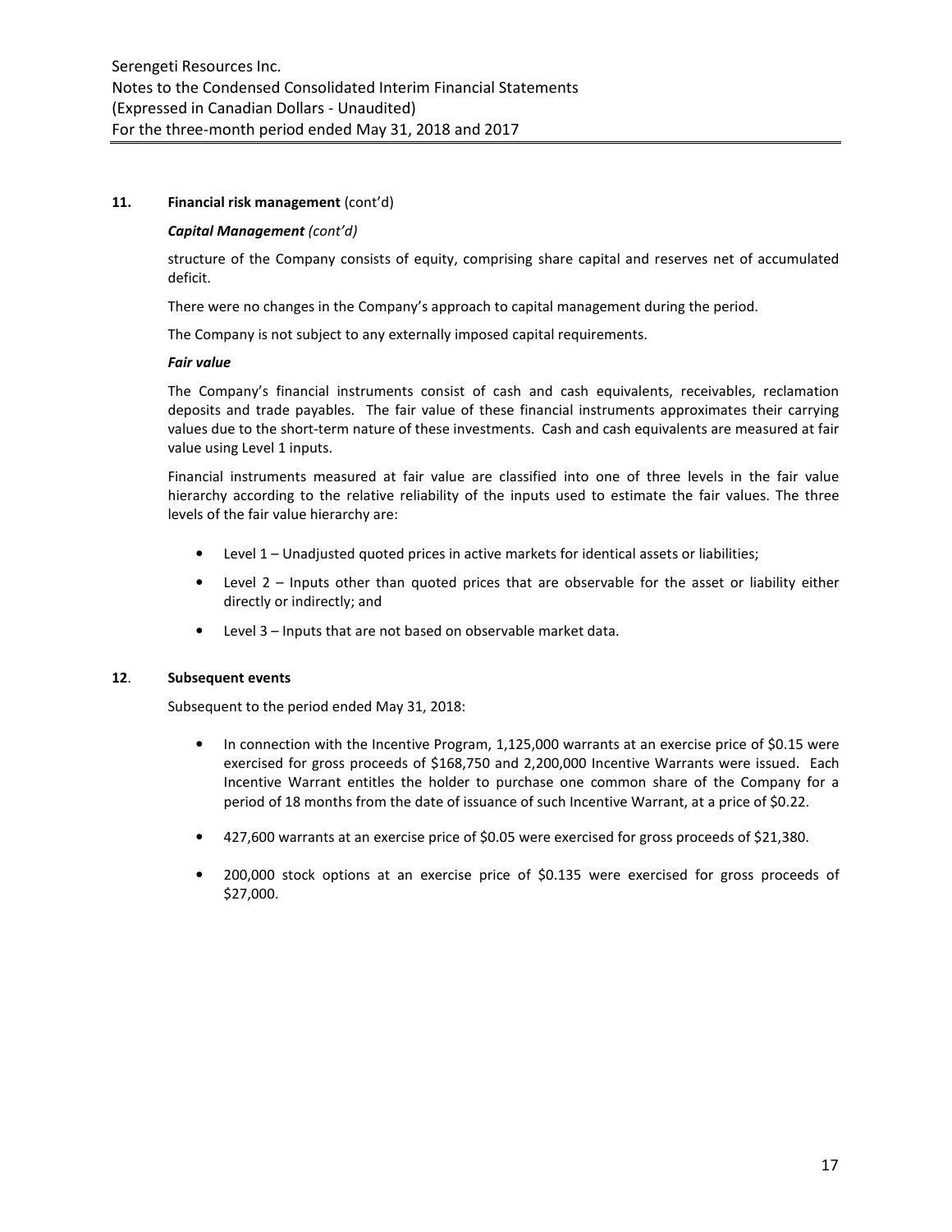## 11. Financial risk management (cont'd)

***Capital Management** (cont'd)*

structure of the Company consists of equity, comprising share capital and reserves net of accumulated deficit.

There were no changes in the Company's approach to capital management during the period.

The Company is not subject to any externally imposed capital requirements.

***Fair value***

The Company's financial instruments consist of cash and cash equivalents, receivables, reclamation deposits and trade payables. The fair value of these financial instruments approximates their carrying values due to the short-term nature of these investments. Cash and cash equivalents are measured at fair value using Level 1 inputs.

Financial instruments measured at fair value are classified into one of three levels in the fair value hierarchy according to the relative reliability of the inputs used to estimate the fair values. The three levels of the fair value hierarchy are:

- Level 1 – Unadjusted quoted prices in active markets for identical assets or liabilities;
- Level 2 – Inputs other than quoted prices that are observable for the asset or liability either directly or indirectly; and
- Level 3 – Inputs that are not based on observable market data.

## 12. Subsequent events

Subsequent to the period ended May 31, 2018:

- In connection with the Incentive Program, 1,125,000 warrants at an exercise price of $0.15 were exercised for gross proceeds of $168,750 and 2,200,000 Incentive Warrants were issued. Each Incentive Warrant entitles the holder to purchase one common share of the Company for a period of 18 months from the date of issuance of such Incentive Warrant, at a price of $0.22.
- 427,600 warrants at an exercise price of $0.05 were exercised for gross proceeds of $21,380.
- 200,000 stock options at an exercise price of $0.135 were exercised for gross proceeds of $27,000.